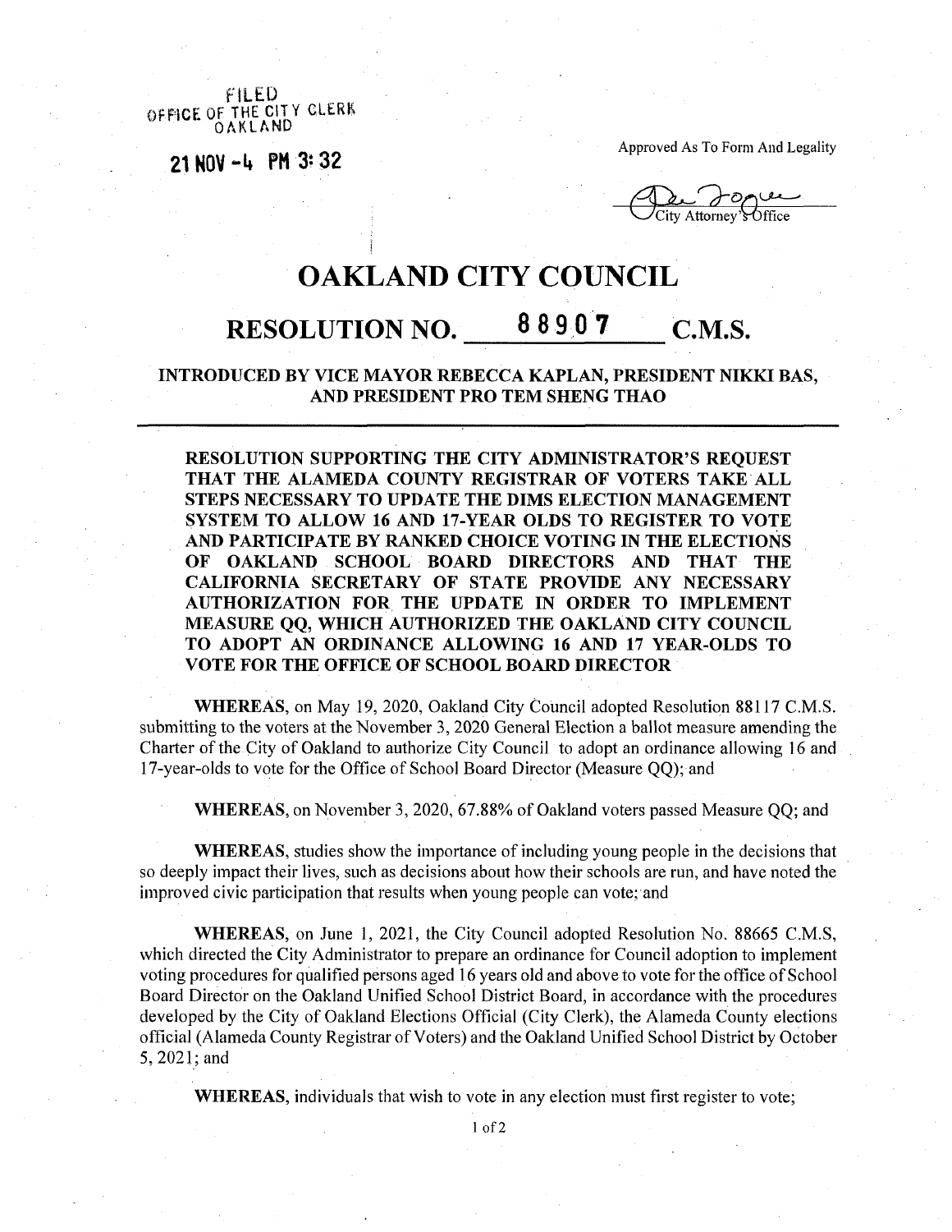FILED
OFFICE OF THE CITY CLERK
OAKLAND

21 NOV -4 PM 3:32

Approved As To Form And Legality

City Attorney's Office

# OAKLAND CITY COUNCIL

## RESOLUTION NO. 88907 C.M.S.

### INTRODUCED BY VICE MAYOR REBECCA KAPLAN, PRESIDENT NIKKI BAS, AND PRESIDENT PRO TEM SHENG THAO

**RESOLUTION SUPPORTING THE CITY ADMINISTRATOR'S REQUEST THAT THE ALAMEDA COUNTY REGISTRAR OF VOTERS TAKE ALL STEPS NECESSARY TO UPDATE THE DIMS ELECTION MANAGEMENT SYSTEM TO ALLOW 16 AND 17-YEAR OLDS TO REGISTER TO VOTE AND PARTICIPATE BY RANKED CHOICE VOTING IN THE ELECTIONS OF OAKLAND SCHOOL BOARD DIRECTORS AND THAT THE CALIFORNIA SECRETARY OF STATE PROVIDE ANY NECESSARY AUTHORIZATION FOR THE UPDATE IN ORDER TO IMPLEMENT MEASURE QQ, WHICH AUTHORIZED THE OAKLAND CITY COUNCIL TO ADOPT AN ORDINANCE ALLOWING 16 AND 17 YEAR-OLDS TO VOTE FOR THE OFFICE OF SCHOOL BOARD DIRECTOR**

**WHEREAS**, on May 19, 2020, Oakland City Council adopted Resolution 88117 C.M.S. submitting to the voters at the November 3, 2020 General Election a ballot measure amending the Charter of the City of Oakland to authorize City Council to adopt an ordinance allowing 16 and 17-year-olds to vote for the Office of School Board Director (Measure QQ); and

**WHEREAS**, on November 3, 2020, 67.88% of Oakland voters passed Measure QQ; and

**WHEREAS**, studies show the importance of including young people in the decisions that so deeply impact their lives, such as decisions about how their schools are run, and have noted the improved civic participation that results when young people can vote; and

**WHEREAS**, on June 1, 2021, the City Council adopted Resolution No. 88665 C.M.S, which directed the City Administrator to prepare an ordinance for Council adoption to implement voting procedures for qualified persons aged 16 years old and above to vote for the office of School Board Director on the Oakland Unified School District Board, in accordance with the procedures developed by the City of Oakland Elections Official (City Clerk), the Alameda County elections official (Alameda County Registrar of Voters) and the Oakland Unified School District by October 5, 2021; and

**WHEREAS**, individuals that wish to vote in any election must first register to vote;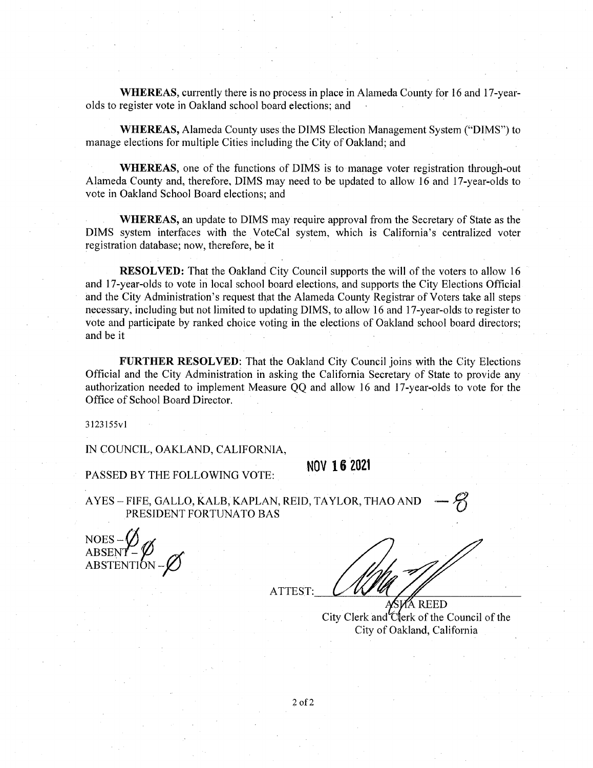**WHEREAS,** currently there is no process in place in Alameda County for 16 and 17-year-olds to register vote in Oakland school board elections; and

**WHEREAS,** Alameda County uses the DIMS Election Management System ("DIMS") to manage elections for multiple Cities including the City of Oakland; and

**WHEREAS,** one of the functions of DIMS is to manage voter registration through-out Alameda County and, therefore, DIMS may need to be updated to allow 16 and 17-year-olds to vote in Oakland School Board elections; and

**WHEREAS,** an update to DIMS may require approval from the Secretary of State as the DIMS system interfaces with the VoteCal system, which is California's centralized voter registration database; now, therefore, be it

**RESOLVED:** That the Oakland City Council supports the will of the voters to allow 16 and 17-year-olds to vote in local school board elections, and supports the City Elections Official and the City Administration's request that the Alameda County Registrar of Voters take all steps necessary, including but not limited to updating DIMS, to allow 16 and 17-year-olds to register to vote and participate by ranked choice voting in the elections of Oakland school board directors; and be it

**FURTHER RESOLVED:** That the Oakland City Council joins with the City Elections Official and the City Administration in asking the California Secretary of State to provide any authorization needed to implement Measure QQ and allow 16 and 17-year-olds to vote for the Office of School Board Director.

3123155v1

IN COUNCIL, OAKLAND, CALIFORNIA,

PASSED BY THE FOLLOWING VOTE: **NOV 16 2021**

AYES – FIFE, GALLO, KALB, KAPLAN, REID, TAYLOR, THAO AND PRESIDENT FORTUNATO BAS — 8

NOES – Ø
ABSENT – Ø
ABSTENTION – Ø

ATTEST: ______________________

ASHA REED
City Clerk and Clerk of the Council of the City of Oakland, California